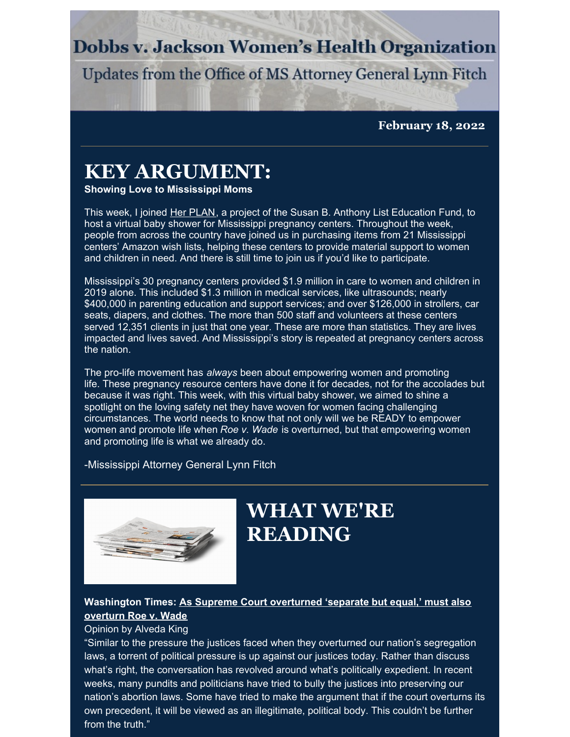# Dobbs v. Jackson Women's Health Organization

Updates from the Office of MS Attorney General Lynn Fitch

**February 18, 2022**

## KEY ARGUMENT:

**Showing Love to Mississippi Moms**

This week, I joined Her PLAN, a project of the Susan B. Anthony List Education Fund, to host a virtual baby shower for Mississippi pregnancy centers. Throughout the week, people from across the country have joined us in purchasing items from 21 Mississippi centers' Amazon wish lists, helping these centers to provide material support to women and children in need. And there is still time to join us if you'd like to participate.

Mississippi's 30 pregnancy centers provided $1.9 million in care to women and children in 2019 alone. This included $1.3 million in medical services, like ultrasounds; nearly $400,000 in parenting education and support services; and over $126,000 in strollers, car seats, diapers, and clothes. The more than 500 staff and volunteers at these centers served 12,351 clients in just that one year. These are more than statistics. They are lives impacted and lives saved. And Mississippi's story is repeated at pregnancy centers across the nation.

The pro-life movement has *always* been about empowering women and promoting life. These pregnancy resource centers have done it for decades, not for the accolades but because it was right. This week, with this virtual baby shower, we aimed to shine a spotlight on the loving safety net they have woven for women facing challenging circumstances. The world needs to know that not only will we be READY to empower women and promote life when *Roe v. Wade* is overturned, but that empowering women and promoting life is what we already do.

-Mississippi Attorney General Lynn Fitch

## WHAT WE'RE READING

**Washington Times: As Supreme Court overturned 'separate but equal,' must also overturn Roe v. Wade**

Opinion by Alveda King

"Similar to the pressure the justices faced when they overturned our nation's segregation laws, a torrent of political pressure is up against our justices today. Rather than discuss what's right, the conversation has revolved around what's politically expedient. In recent weeks, many pundits and politicians have tried to bully the justices into preserving our nation's abortion laws. Some have tried to make the argument that if the court overturns its own precedent, it will be viewed as an illegitimate, political body. This couldn't be further from the truth."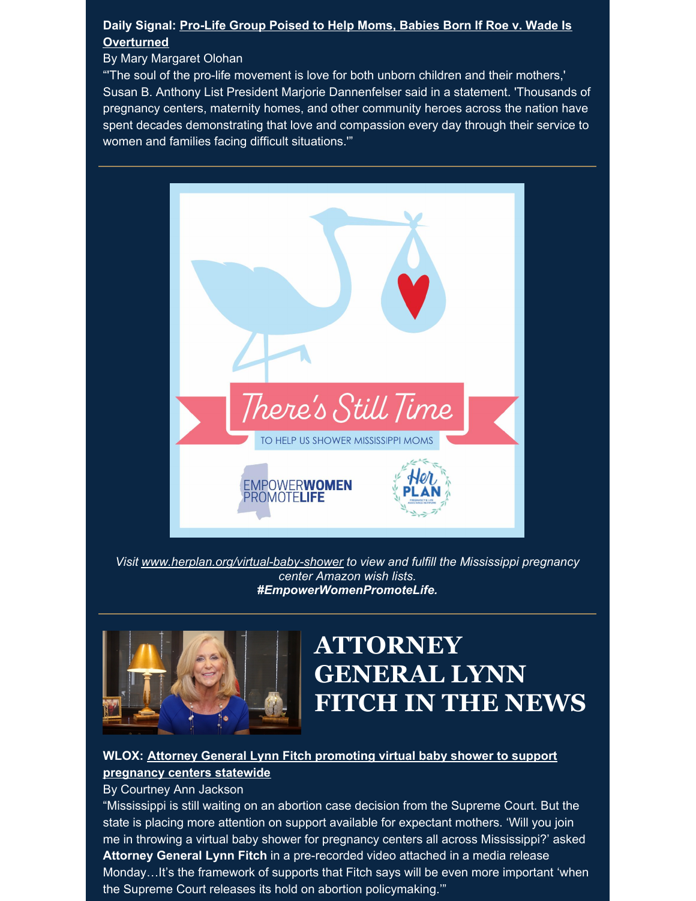**Daily Signal: Pro-Life Group Poised to Help Moms, Babies Born If Roe v. Wade Is Overturned**

By Mary Margaret Olohan

"'The soul of the pro-life movement is love for both unborn children and their mothers,' Susan B. Anthony List President Marjorie Dannenfelser said in a statement. 'Thousands of pregnancy centers, maternity homes, and other community heroes across the nation have spent decades demonstrating that love and compassion every day through their service to women and families facing difficult situations.'"

*Visit www.herplan.org/virtual-baby-shower to view and fulfill the Mississippi pregnancy center Amazon wish lists.*
***#EmpowerWomenPromoteLife.***

## ATTORNEY GENERAL LYNN FITCH IN THE NEWS

**WLOX: Attorney General Lynn Fitch promoting virtual baby shower to support pregnancy centers statewide**

By Courtney Ann Jackson

"Mississippi is still waiting on an abortion case decision from the Supreme Court. But the state is placing more attention on support available for expectant mothers. 'Will you join me in throwing a virtual baby shower for pregnancy centers all across Mississippi?' asked **Attorney General Lynn Fitch** in a pre-recorded video attached in a media release Monday…It's the framework of supports that Fitch says will be even more important 'when the Supreme Court releases its hold on abortion policymaking.'"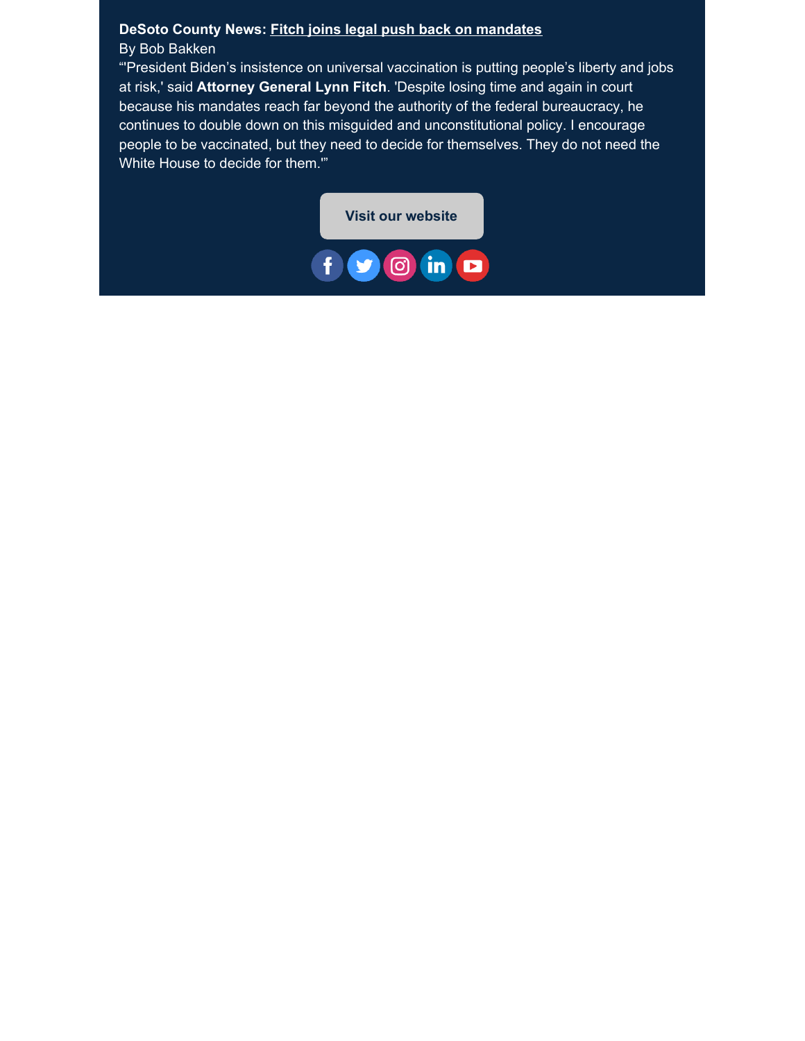**DeSoto County News: Fitch joins legal push back on mandates**
By Bob Bakken
"'President Biden's insistence on universal vaccination is putting people's liberty and jobs at risk,' said **Attorney General Lynn Fitch**. 'Despite losing time and again in court because his mandates reach far beyond the authority of the federal bureaucracy, he continues to double down on this misguided and unconstitutional policy. I encourage people to be vaccinated, but they need to decide for themselves. They do not need the White House to decide for them.'"

**Visit our website**